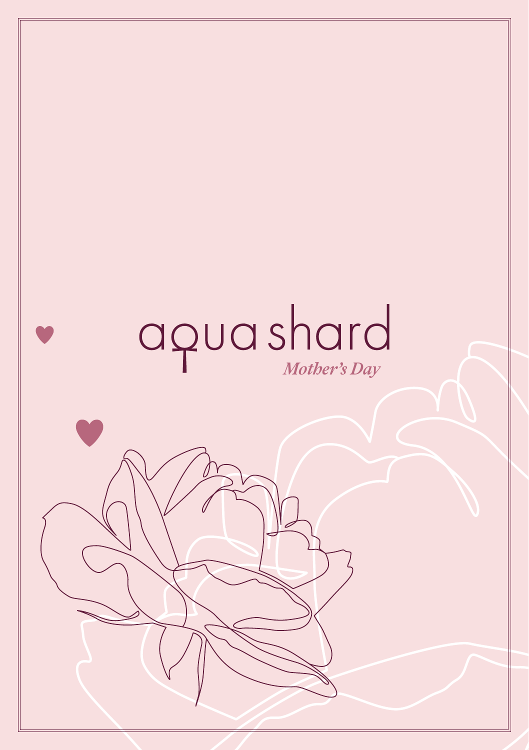# aqua shard

*Mother's Day*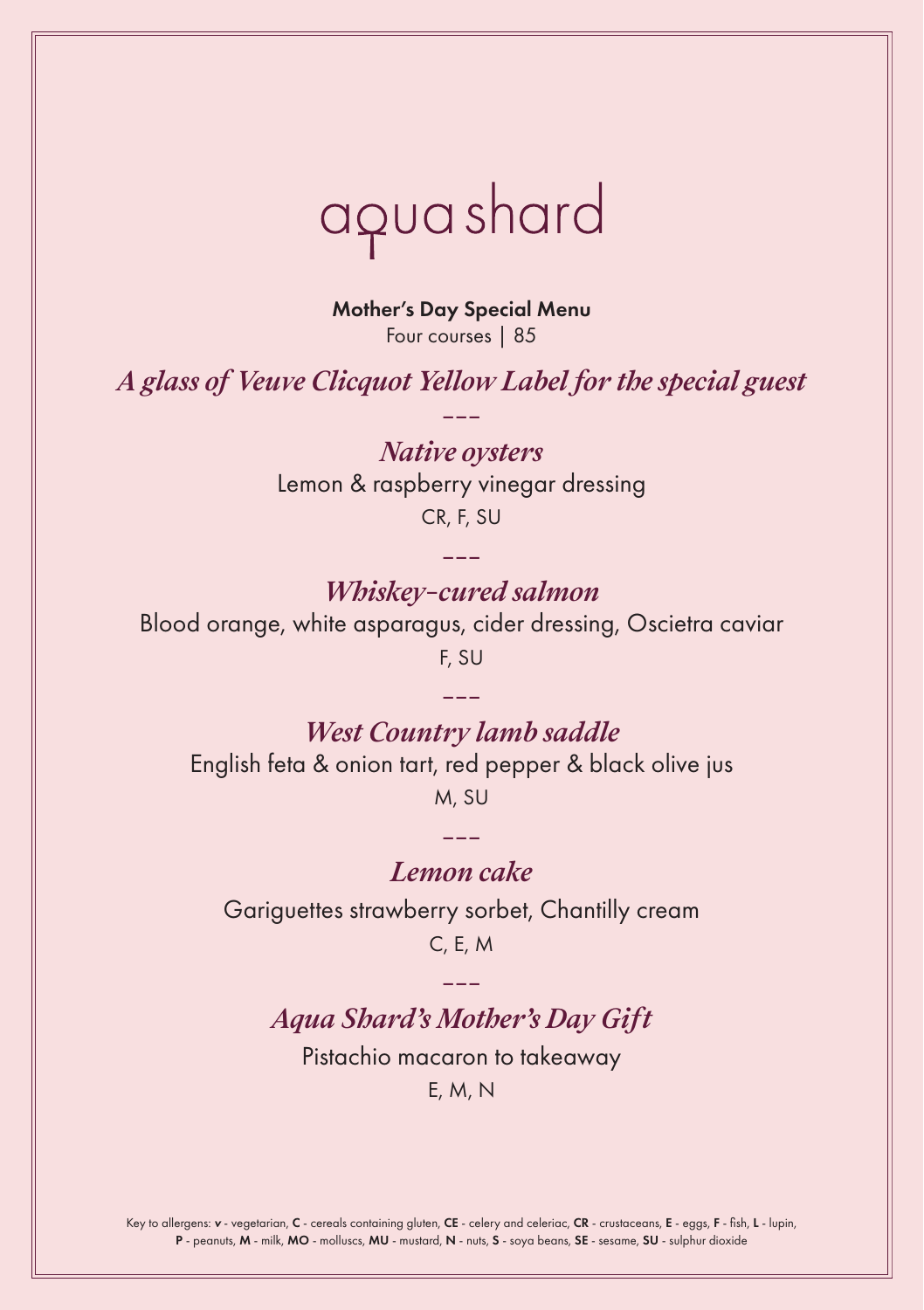# aqua shard

**Mother's Day Special Menu**

Four courses | 85

***A glass of Veuve Clicquot Yellow Label for the special guest***

---

***Native oysters***

Lemon & raspberry vinegar dressing

CR, F, SU

---

***Whiskey-cured salmon***

Blood orange, white asparagus, cider dressing, Oscietra caviar

F, SU

---

***West Country lamb saddle***

English feta & onion tart, red pepper & black olive jus

M, SU

---

***Lemon cake***

Gariguettes strawberry sorbet, Chantilly cream

C, E, M

---

***Aqua Shard's Mother's Day Gift***

Pistachio macaron to takeaway

E, M, N

Key to allergens: **v** - vegetarian, **C** - cereals containing gluten, **CE** - celery and celeriac, **CR** - crustaceans, **E** - eggs, **F** - fish, **L** - lupin, **P** - peanuts, **M** - milk, **MO** - molluscs, **MU** - mustard, **N** - nuts, **S** - soya beans, **SE** - sesame, **SU** - sulphur dioxide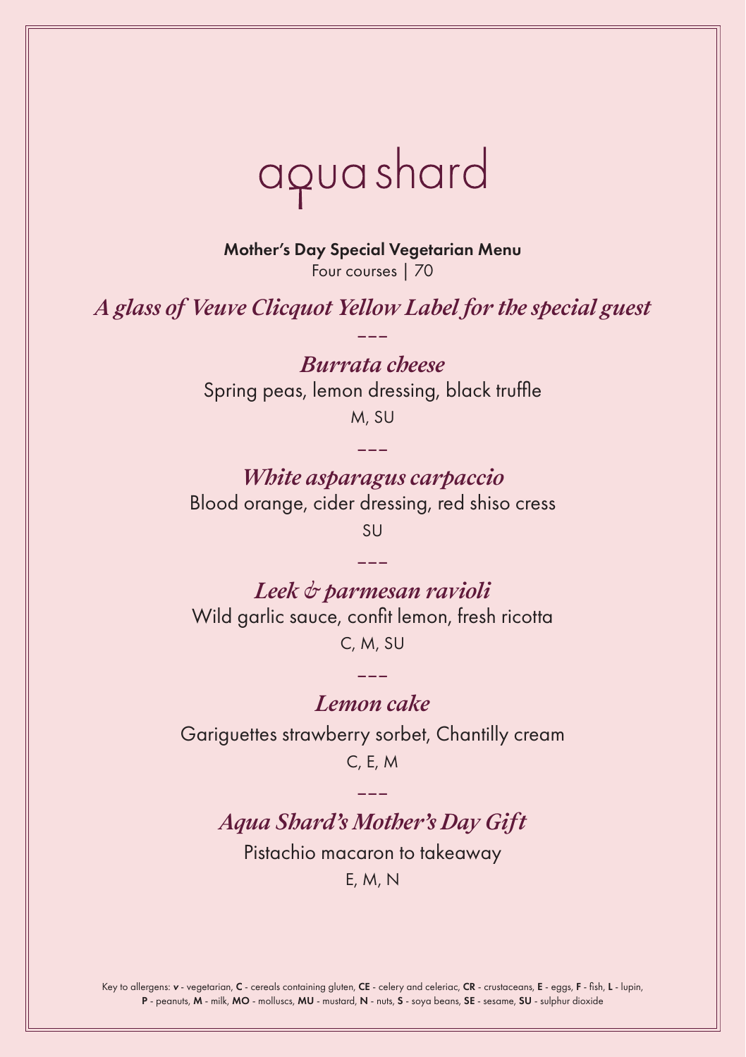# aqua shard

**Mother's Day Special Vegetarian Menu**

Four courses | 70

*A glass of Veuve Clicquot Yellow Label for the special guest*

---

### *Burrata cheese*

Spring peas, lemon dressing, black truffle

M, SU

---

### *White asparagus carpaccio*

Blood orange, cider dressing, red shiso cress

SU

---

### *Leek & parmesan ravioli*

Wild garlic sauce, confit lemon, fresh ricotta

C, M, SU

---

### *Lemon cake*

Gariguettes strawberry sorbet, Chantilly cream

C, E, M

---

### *Aqua Shard's Mother's Day Gift*

Pistachio macaron to takeaway

E, M, N

Key to allergens: ***v*** - vegetarian, **C** - cereals containing gluten, **CE** - celery and celeriac, **CR** - crustaceans, **E** - eggs, **F** - fish, **L** - lupin, **P** - peanuts, **M** - milk, **MO** - molluscs, **MU** - mustard, **N** - nuts, **S** - soya beans, **SE** - sesame, **SU** - sulphur dioxide